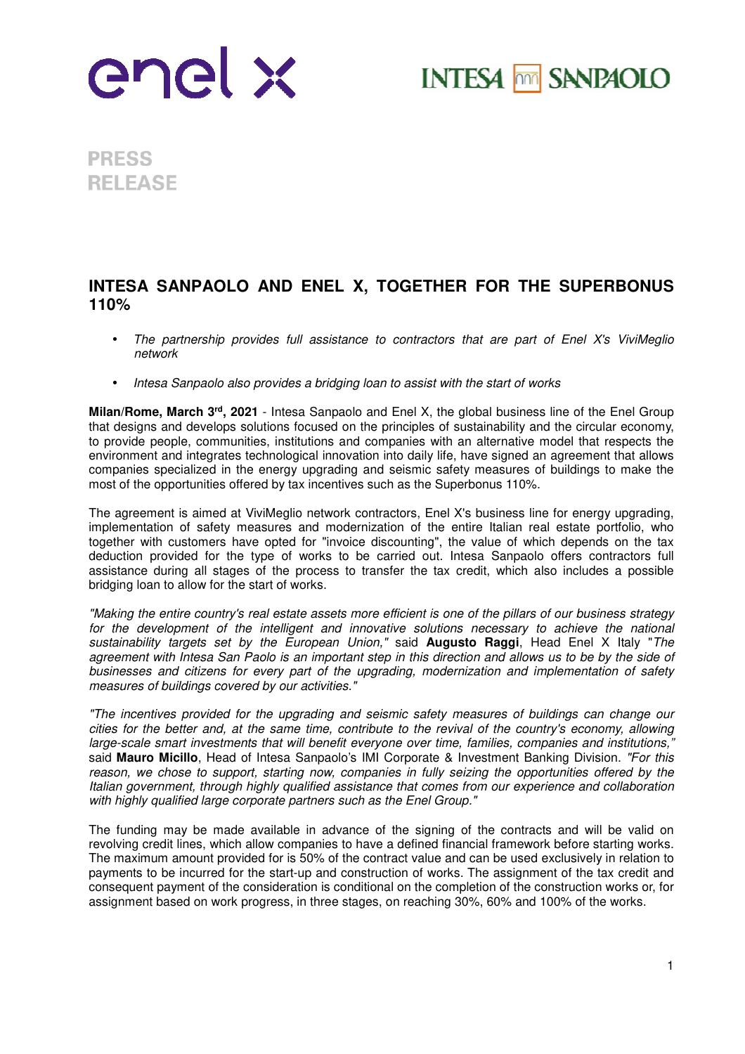PRESS RELEASE

# INTESA SANPAOLO AND ENEL X, TOGETHER FOR THE SUPERBONUS 110%

- *The partnership provides full assistance to contractors that are part of Enel X's ViviMeglio network*
- *Intesa Sanpaolo also provides a bridging loan to assist with the start of works*

**Milan/Rome, March 3rd, 2021** - Intesa Sanpaolo and Enel X, the global business line of the Enel Group that designs and develops solutions focused on the principles of sustainability and the circular economy, to provide people, communities, institutions and companies with an alternative model that respects the environment and integrates technological innovation into daily life, have signed an agreement that allows companies specialized in the energy upgrading and seismic safety measures of buildings to make the most of the opportunities offered by tax incentives such as the Superbonus 110%.

The agreement is aimed at ViviMeglio network contractors, Enel X's business line for energy upgrading, implementation of safety measures and modernization of the entire Italian real estate portfolio, who together with customers have opted for "invoice discounting", the value of which depends on the tax deduction provided for the type of works to be carried out. Intesa Sanpaolo offers contractors full assistance during all stages of the process to transfer the tax credit, which also includes a possible bridging loan to allow for the start of works.

*"Making the entire country's real estate assets more efficient is one of the pillars of our business strategy for the development of the intelligent and innovative solutions necessary to achieve the national sustainability targets set by the European Union,"* said **Augusto Raggi**, Head Enel X Italy *"The agreement with Intesa San Paolo is an important step in this direction and allows us to be by the side of businesses and citizens for every part of the upgrading, modernization and implementation of safety measures of buildings covered by our activities."*

*"The incentives provided for the upgrading and seismic safety measures of buildings can change our cities for the better and, at the same time, contribute to the revival of the country's economy, allowing large-scale smart investments that will benefit everyone over time, families, companies and institutions,"* said **Mauro Micillo**, Head of Intesa Sanpaolo's IMI Corporate & Investment Banking Division. *"For this reason, we chose to support, starting now, companies in fully seizing the opportunities offered by the Italian government, through highly qualified assistance that comes from our experience and collaboration with highly qualified large corporate partners such as the Enel Group."*

The funding may be made available in advance of the signing of the contracts and will be valid on revolving credit lines, which allow companies to have a defined financial framework before starting works. The maximum amount provided for is 50% of the contract value and can be used exclusively in relation to payments to be incurred for the start-up and construction of works. The assignment of the tax credit and consequent payment of the consideration is conditional on the completion of the construction works or, for assignment based on work progress, in three stages, on reaching 30%, 60% and 100% of the works.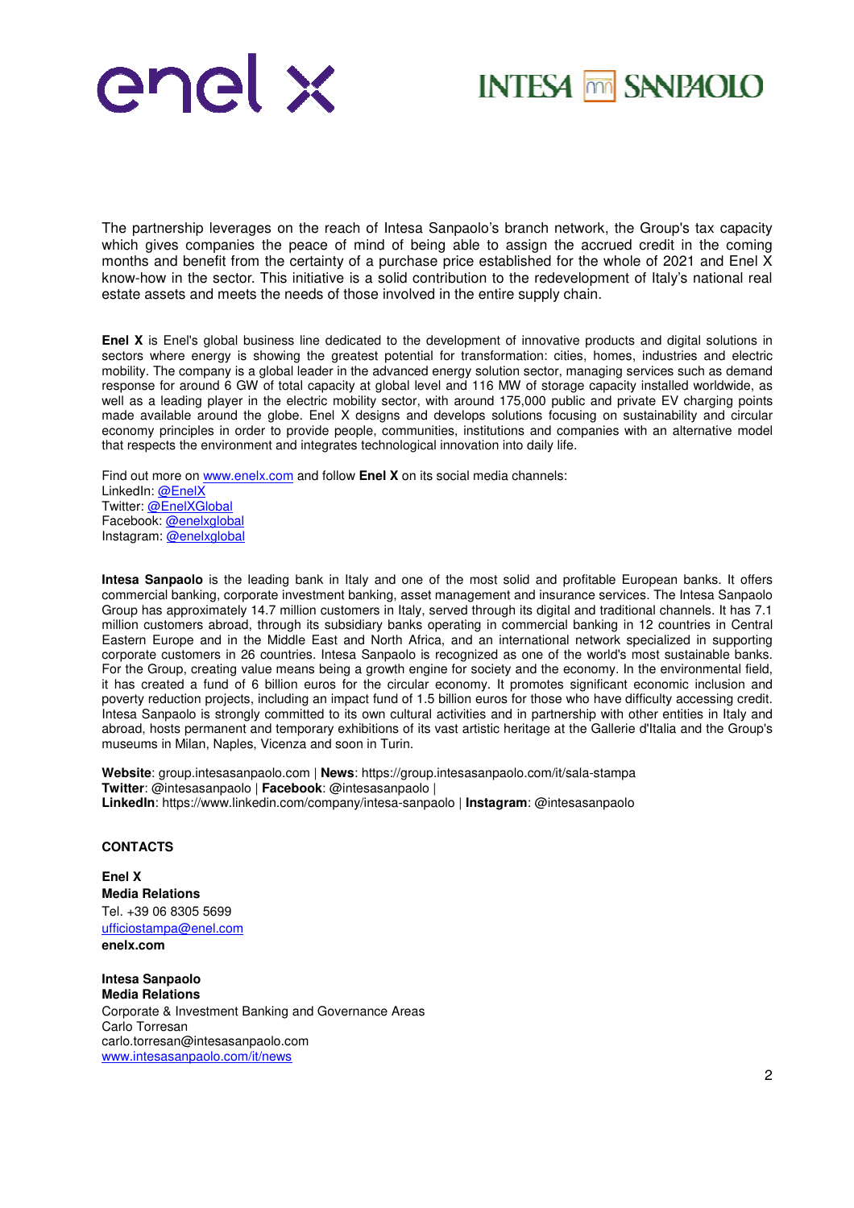The partnership leverages on the reach of Intesa Sanpaolo's branch network, the Group's tax capacity which gives companies the peace of mind of being able to assign the accrued credit in the coming months and benefit from the certainty of a purchase price established for the whole of 2021 and Enel X know-how in the sector. This initiative is a solid contribution to the redevelopment of Italy's national real estate assets and meets the needs of those involved in the entire supply chain.

**Enel X** is Enel's global business line dedicated to the development of innovative products and digital solutions in sectors where energy is showing the greatest potential for transformation: cities, homes, industries and electric mobility. The company is a global leader in the advanced energy solution sector, managing services such as demand response for around 6 GW of total capacity at global level and 116 MW of storage capacity installed worldwide, as well as a leading player in the electric mobility sector, with around 175,000 public and private EV charging points made available around the globe. Enel X designs and develops solutions focusing on sustainability and circular economy principles in order to provide people, communities, institutions and companies with an alternative model that respects the environment and integrates technological innovation into daily life.

Find out more on www.enelx.com and follow **Enel X** on its social media channels:
LinkedIn: @EnelX
Twitter: @EnelXGlobal
Facebook: @enelxglobal
Instagram: @enelxglobal

**Intesa Sanpaolo** is the leading bank in Italy and one of the most solid and profitable European banks. It offers commercial banking, corporate investment banking, asset management and insurance services. The Intesa Sanpaolo Group has approximately 14.7 million customers in Italy, served through its digital and traditional channels. It has 7.1 million customers abroad, through its subsidiary banks operating in commercial banking in 12 countries in Central Eastern Europe and in the Middle East and North Africa, and an international network specialized in supporting corporate customers in 26 countries. Intesa Sanpaolo is recognized as one of the world's most sustainable banks. For the Group, creating value means being a growth engine for society and the economy. In the environmental field, it has created a fund of 6 billion euros for the circular economy. It promotes significant economic inclusion and poverty reduction projects, including an impact fund of 1.5 billion euros for those who have difficulty accessing credit. Intesa Sanpaolo is strongly committed to its own cultural activities and in partnership with other entities in Italy and abroad, hosts permanent and temporary exhibitions of its vast artistic heritage at the Gallerie d'Italia and the Group's museums in Milan, Naples, Vicenza and soon in Turin.

**Website**: group.intesasanpaolo.com | **News**: https://group.intesasanpaolo.com/it/sala-stampa
**Twitter**: @intesasanpaolo | **Facebook**: @intesasanpaolo |
**LinkedIn**: https://www.linkedin.com/company/intesa-sanpaolo | **Instagram**: @intesasanpaolo

**CONTACTS**

**Enel X**
**Media Relations**
Tel. +39 06 8305 5699
ufficiostampa@enel.com
**enelx.com**

**Intesa Sanpaolo**
**Media Relations**
Corporate & Investment Banking and Governance Areas
Carlo Torresan
carlo.torresan@intesasanpaolo.com
www.intesasanpaolo.com/it/news